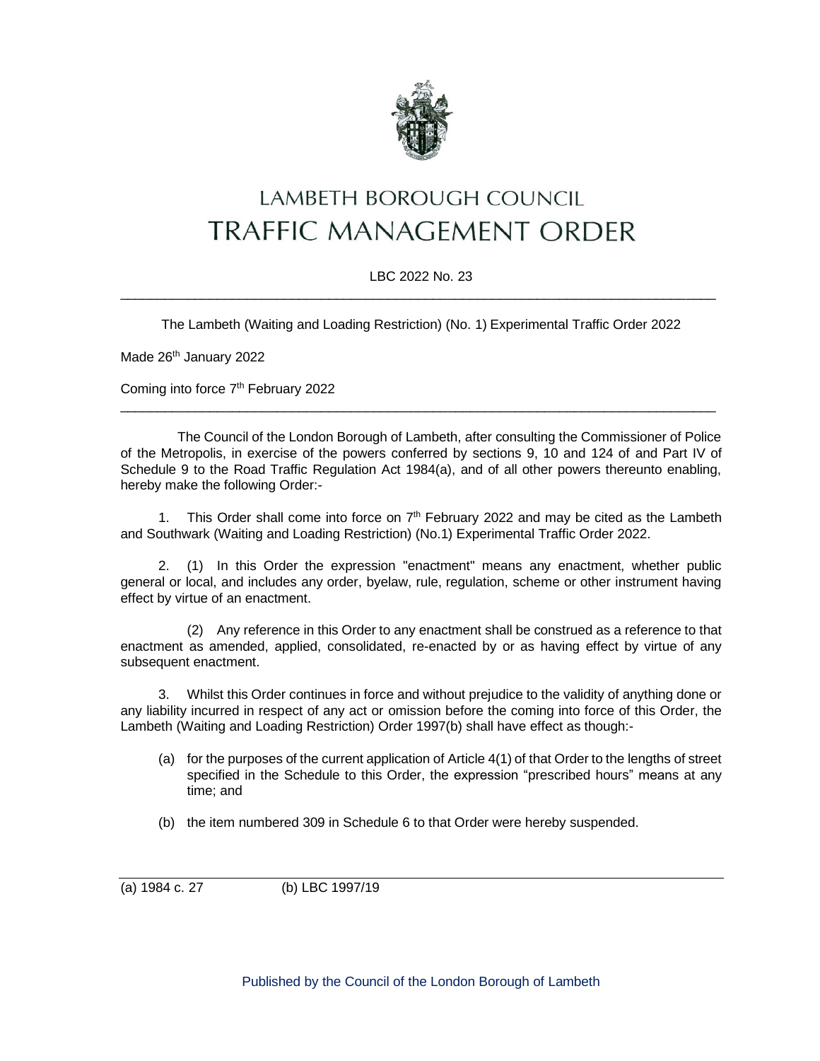# LAMBETH BOROUGH COUNCIL
# TRAFFIC MANAGEMENT ORDER

LBC 2022 No. 23

---

The Lambeth (Waiting and Loading Restriction) (No. 1) Experimental Traffic Order 2022

Made 26th January 2022

Coming into force 7th February 2022

---

The Council of the London Borough of Lambeth, after consulting the Commissioner of Police of the Metropolis, in exercise of the powers conferred by sections 9, 10 and 124 of and Part IV of Schedule 9 to the Road Traffic Regulation Act 1984(a), and of all other powers thereunto enabling, hereby make the following Order:-

1. This Order shall come into force on 7th February 2022 and may be cited as the Lambeth and Southwark (Waiting and Loading Restriction) (No.1) Experimental Traffic Order 2022.

2. (1) In this Order the expression "enactment" means any enactment, whether public general or local, and includes any order, byelaw, rule, regulation, scheme or other instrument having effect by virtue of an enactment.

   (2) Any reference in this Order to any enactment shall be construed as a reference to that enactment as amended, applied, consolidated, re-enacted by or as having effect by virtue of any subsequent enactment.

3. Whilst this Order continues in force and without prejudice to the validity of anything done or any liability incurred in respect of any act or omission before the coming into force of this Order, the Lambeth (Waiting and Loading Restriction) Order 1997(b) shall have effect as though:-

   (a) for the purposes of the current application of Article 4(1) of that Order to the lengths of street specified in the Schedule to this Order, the expression "prescribed hours" means at any time; and

   (b) the item numbered 309 in Schedule 6 to that Order were hereby suspended.

---

(a) 1984 c. 27 (b) LBC 1997/19

Published by the Council of the London Borough of Lambeth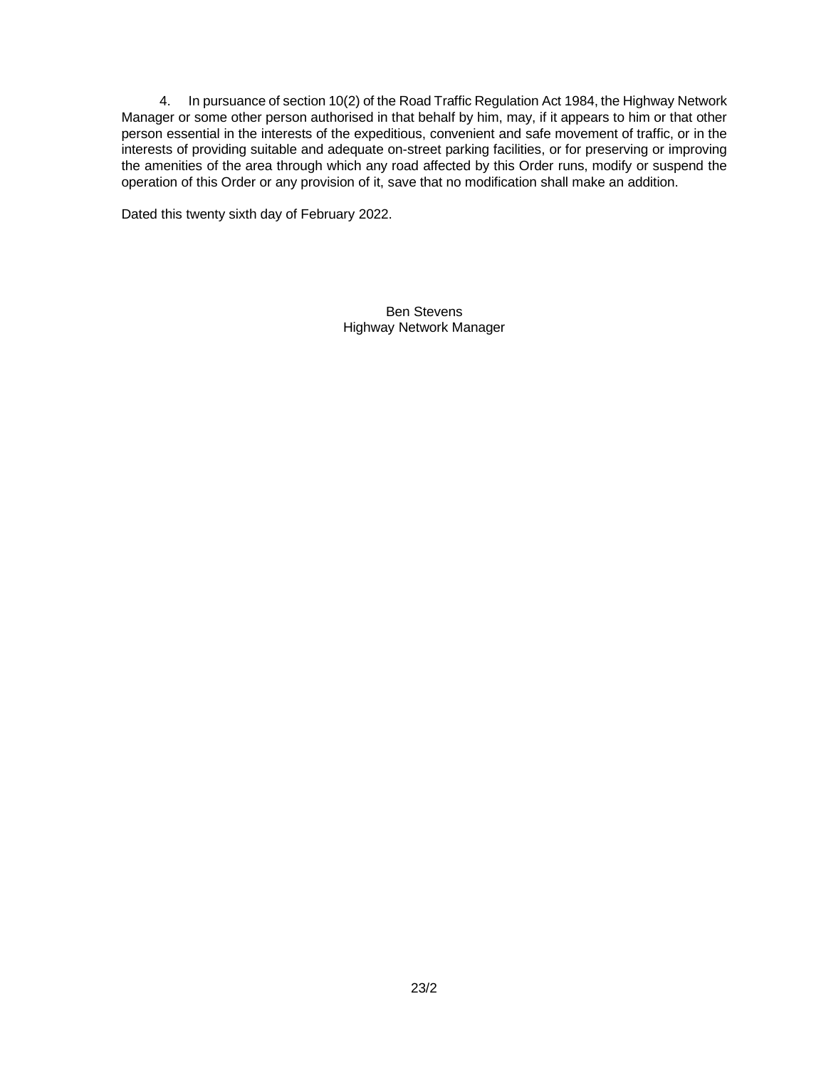4. In pursuance of section 10(2) of the Road Traffic Regulation Act 1984, the Highway Network Manager or some other person authorised in that behalf by him, may, if it appears to him or that other person essential in the interests of the expeditious, convenient and safe movement of traffic, or in the interests of providing suitable and adequate on-street parking facilities, or for preserving or improving the amenities of the area through which any road affected by this Order runs, modify or suspend the operation of this Order or any provision of it, save that no modification shall make an addition.

Dated this twenty sixth day of February 2022.

Ben Stevens
Highway Network Manager

23/2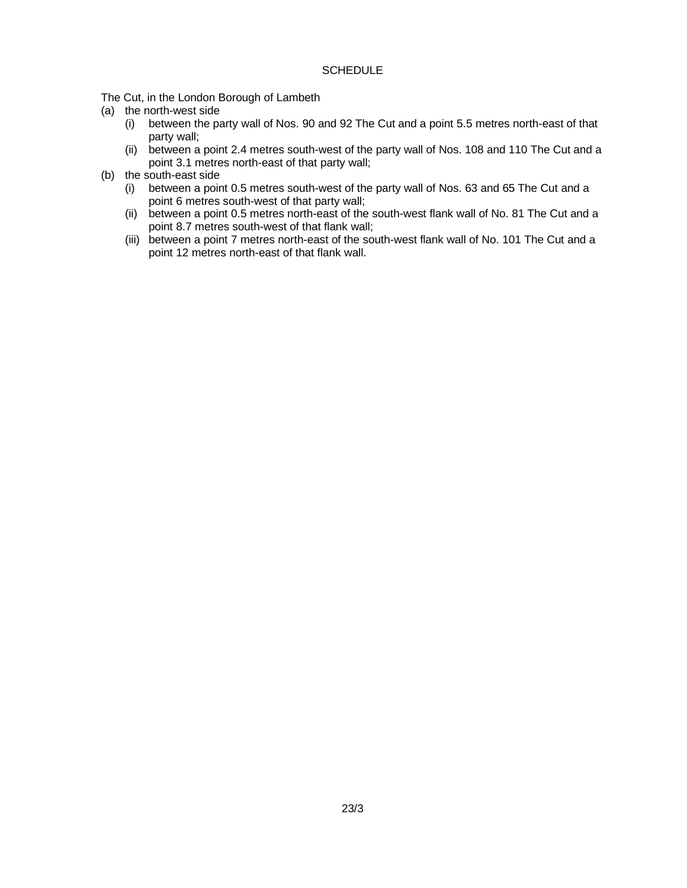SCHEDULE

The Cut, in the London Borough of Lambeth

(a) the north-west side
  (i) between the party wall of Nos. 90 and 92 The Cut and a point 5.5 metres north-east of that party wall;
  (ii) between a point 2.4 metres south-west of the party wall of Nos. 108 and 110 The Cut and a point 3.1 metres north-east of that party wall;

(b) the south-east side
  (i) between a point 0.5 metres south-west of the party wall of Nos. 63 and 65 The Cut and a point 6 metres south-west of that party wall;
  (ii) between a point 0.5 metres north-east of the south-west flank wall of No. 81 The Cut and a point 8.7 metres south-west of that flank wall;
  (iii) between a point 7 metres north-east of the south-west flank wall of No. 101 The Cut and a point 12 metres north-east of that flank wall.